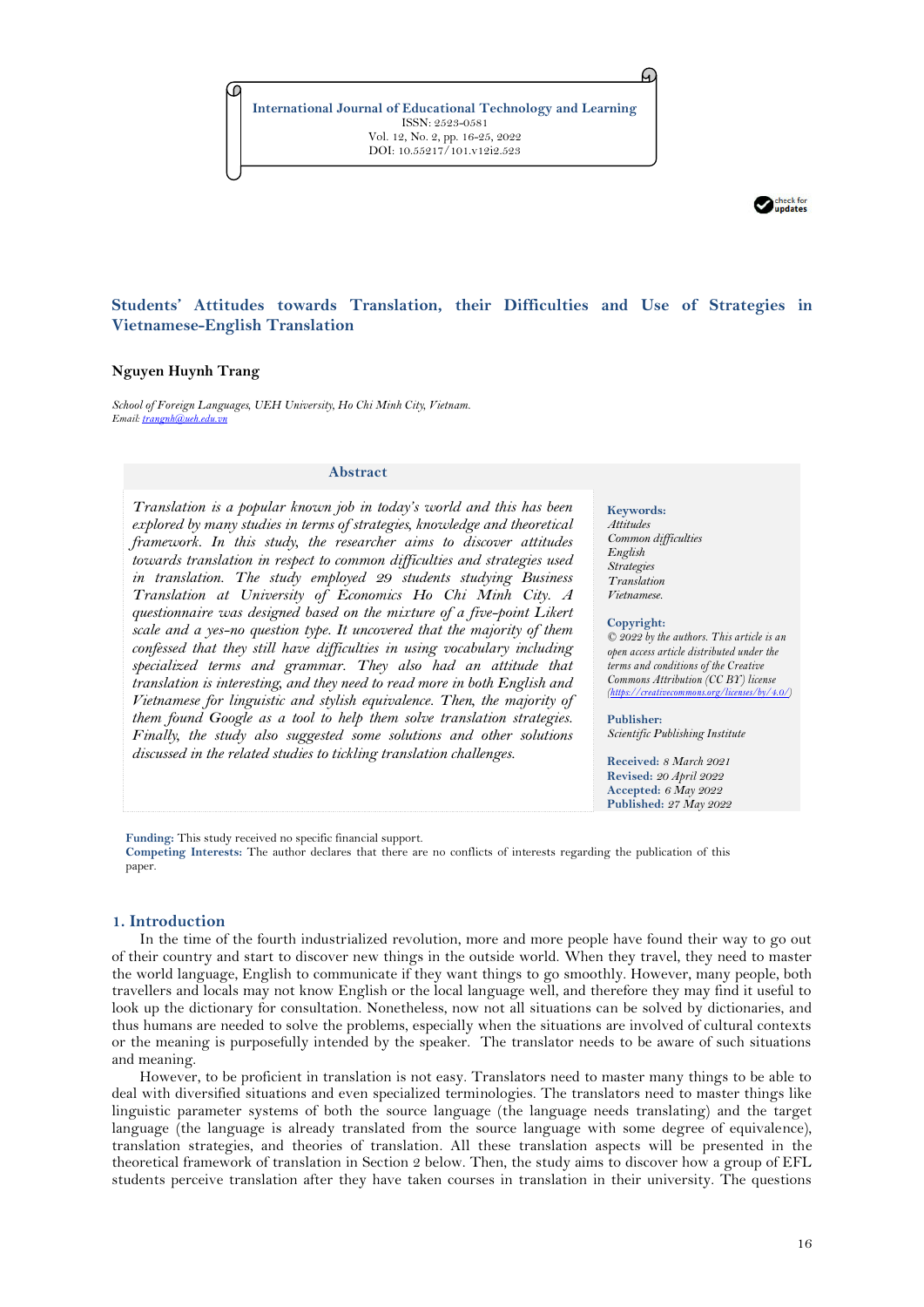International Journal of Educational Technology and Learning
ISSN: 2523-0581
Vol. 12, No. 2, pp. 16-25, 2022
DOI: 10.55217/101.v12i2.523

# Students' Attitudes towards Translation, their Difficulties and Use of Strategies in Vietnamese-English Translation

**Nguyen Huynh Trang**

*School of Foreign Languages, UEH University, Ho Chi Minh City, Vietnam.*
*Email: trangnh@ueh.edu.vn*

## Abstract

*Translation is a popular known job in today's world and this has been explored by many studies in terms of strategies, knowledge and theoretical framework. In this study, the researcher aims to discover attitudes towards translation in respect to common difficulties and strategies used in translation. The study employed 29 students studying Business Translation at University of Economics Ho Chi Minh City. A questionnaire was designed based on the mixture of a five-point Likert scale and a yes-no question type. It uncovered that the majority of them confessed that they still have difficulties in using vocabulary including specialized terms and grammar. They also had an attitude that translation is interesting, and they need to read more in both English and Vietnamese for linguistic and stylish equivalence. Then, the majority of them found Google as a tool to help them solve translation strategies. Finally, the study also suggested some solutions and other solutions discussed in the related studies to tickling translation challenges.*

**Keywords:**
*Attitudes*
*Common difficulties*
*English*
*Strategies*
*Translation*
*Vietnamese.*

**Copyright:**
*© 2022 by the authors. This article is an open access article distributed under the terms and conditions of the Creative Commons Attribution (CC BY) license (https://creativecommons.org/licenses/by/4.0/)*

**Publisher:**
*Scientific Publishing Institute*

**Received:** *8 March 2021*
**Revised:** *20 April 2022*
**Accepted:** *6 May 2022*
**Published:** *27 May 2022*

**Funding:** This study received no specific financial support.
**Competing Interests:** The author declares that there are no conflicts of interests regarding the publication of this paper.

## 1. Introduction

In the time of the fourth industrialized revolution, more and more people have found their way to go out of their country and start to discover new things in the outside world. When they travel, they need to master the world language, English to communicate if they want things to go smoothly. However, many people, both travellers and locals may not know English or the local language well, and therefore they may find it useful to look up the dictionary for consultation. Nonetheless, now not all situations can be solved by dictionaries, and thus humans are needed to solve the problems, especially when the situations are involved of cultural contexts or the meaning is purposefully intended by the speaker. The translator needs to be aware of such situations and meaning.

However, to be proficient in translation is not easy. Translators need to master many things to be able to deal with diversified situations and even specialized terminologies. The translators need to master things like linguistic parameter systems of both the source language (the language needs translating) and the target language (the language is already translated from the source language with some degree of equivalence), translation strategies, and theories of translation. All these translation aspects will be presented in the theoretical framework of translation in Section 2 below. Then, the study aims to discover how a group of EFL students perceive translation after they have taken courses in translation in their university. The questions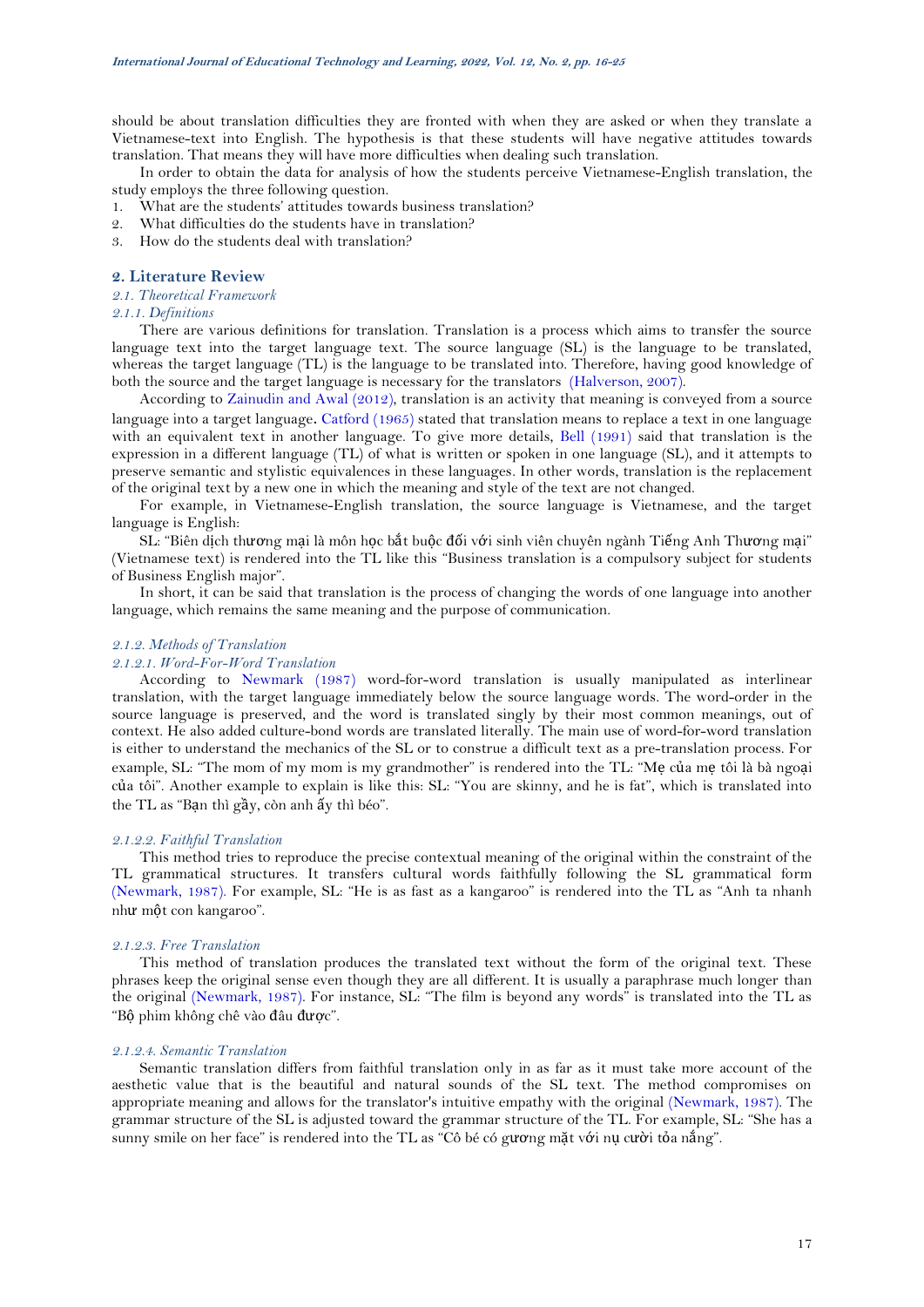should be about translation difficulties they are fronted with when they are asked or when they translate a Vietnamese-text into English. The hypothesis is that these students will have negative attitudes towards translation. That means they will have more difficulties when dealing such translation.

In order to obtain the data for analysis of how the students perceive Vietnamese-English translation, the study employs the three following question.

1. What are the students' attitudes towards business translation?
2. What difficulties do the students have in translation?
3. How do the students deal with translation?

## 2. Literature Review

### 2.1. Theoretical Framework

#### 2.1.1. Definitions

There are various definitions for translation. Translation is a process which aims to transfer the source language text into the target language text. The source language (SL) is the language to be translated, whereas the target language (TL) is the language to be translated into. Therefore, having good knowledge of both the source and the target language is necessary for the translators (Halverson, 2007).

According to Zainudin and Awal (2012), translation is an activity that meaning is conveyed from a source language into a target language. Catford (1965) stated that translation means to replace a text in one language with an equivalent text in another language. To give more details, Bell (1991) said that translation is the expression in a different language (TL) of what is written or spoken in one language (SL), and it attempts to preserve semantic and stylistic equivalences in these languages. In other words, translation is the replacement of the original text by a new one in which the meaning and style of the text are not changed.

For example, in Vietnamese-English translation, the source language is Vietnamese, and the target language is English:

SL: "Biên dịch thương mại là môn học bắt buộc đối với sinh viên chuyên ngành Tiếng Anh Thương mại" (Vietnamese text) is rendered into the TL like this "Business translation is a compulsory subject for students of Business English major".

In short, it can be said that translation is the process of changing the words of one language into another language, which remains the same meaning and the purpose of communication.

#### 2.1.2. Methods of Translation

##### 2.1.2.1. Word-For-Word Translation

According to Newmark (1987) word-for-word translation is usually manipulated as interlinear translation, with the target language immediately below the source language words. The word-order in the source language is preserved, and the word is translated singly by their most common meanings, out of context. He also added culture-bond words are translated literally. The main use of word-for-word translation is either to understand the mechanics of the SL or to construe a difficult text as a pre-translation process. For example, SL: "The mom of my mom is my grandmother" is rendered into the TL: "Mẹ của mẹ tôi là bà ngoại của tôi". Another example to explain is like this: SL: "You are skinny, and he is fat", which is translated into the TL as "Bạn thì gầy, còn anh ấy thì béo".

##### 2.1.2.2. Faithful Translation

This method tries to reproduce the precise contextual meaning of the original within the constraint of the TL grammatical structures. It transfers cultural words faithfully following the SL grammatical form (Newmark, 1987). For example, SL: "He is as fast as a kangaroo" is rendered into the TL as "Anh ta nhanh như một con kangaroo".

##### 2.1.2.3. Free Translation

This method of translation produces the translated text without the form of the original text. These phrases keep the original sense even though they are all different. It is usually a paraphrase much longer than the original (Newmark, 1987). For instance, SL: "The film is beyond any words" is translated into the TL as "Bộ phim không chê vào đâu được".

##### 2.1.2.4. Semantic Translation

Semantic translation differs from faithful translation only in as far as it must take more account of the aesthetic value that is the beautiful and natural sounds of the SL text. The method compromises on appropriate meaning and allows for the translator's intuitive empathy with the original (Newmark, 1987). The grammar structure of the SL is adjusted toward the grammar structure of the TL. For example, SL: "She has a sunny smile on her face" is rendered into the TL as "Cô bé có gương mặt với nụ cười tỏa nắng".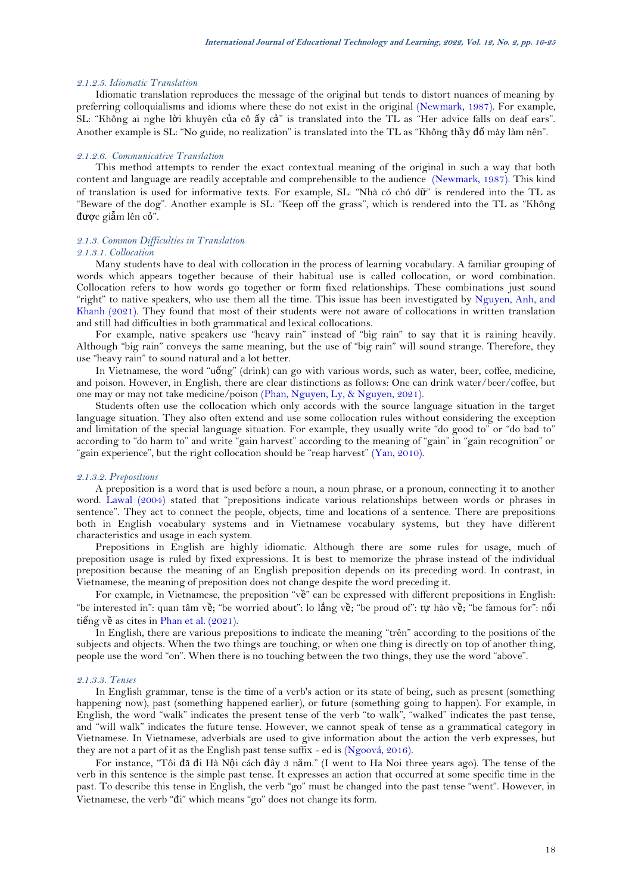#### 2.1.2.5. Idiomatic Translation

Idiomatic translation reproduces the message of the original but tends to distort nuances of meaning by preferring colloquialisms and idioms where these do not exist in the original (Newmark, 1987). For example, SL: "Không ai nghe lời khuyên của cô ấy cả" is translated into the TL as "Her advice falls on deaf ears". Another example is SL: "No guide, no realization" is translated into the TL as "Không thầy đố mày làm nên".

#### 2.1.2.6. Communicative Translation

This method attempts to render the exact contextual meaning of the original in such a way that both content and language are readily acceptable and comprehensible to the audience (Newmark, 1987). This kind of translation is used for informative texts. For example, SL: "Nhà có chó dữ" is rendered into the TL as "Beware of the dog". Another example is SL: "Keep off the grass", which is rendered into the TL as "Không được giẫm lên cỏ".

### 2.1.3. Common Difficulties in Translation

#### 2.1.3.1. Collocation

Many students have to deal with collocation in the process of learning vocabulary. A familiar grouping of words which appears together because of their habitual use is called collocation, or word combination. Collocation refers to how words go together or form fixed relationships. These combinations just sound "right" to native speakers, who use them all the time. This issue has been investigated by Nguyen, Anh, and Khanh (2021). They found that most of their students were not aware of collocations in written translation and still had difficulties in both grammatical and lexical collocations.

For example, native speakers use "heavy rain" instead of "big rain" to say that it is raining heavily. Although "big rain" conveys the same meaning, but the use of "big rain" will sound strange. Therefore, they use "heavy rain" to sound natural and a lot better.

In Vietnamese, the word "uống" (drink) can go with various words, such as water, beer, coffee, medicine, and poison. However, in English, there are clear distinctions as follows: One can drink water/beer/coffee, but one may or may not take medicine/poison (Phan, Nguyen, Ly, & Nguyen, 2021).

Students often use the collocation which only accords with the source language situation in the target language situation. They also often extend and use some collocation rules without considering the exception and limitation of the special language situation. For example, they usually write "do good to" or "do bad to" according to "do harm to" and write "gain harvest" according to the meaning of "gain" in "gain recognition" or "gain experience", but the right collocation should be "reap harvest" (Yan, 2010).

#### 2.1.3.2. Prepositions

A preposition is a word that is used before a noun, a noun phrase, or a pronoun, connecting it to another word. Lawal (2004) stated that "prepositions indicate various relationships between words or phrases in sentence". They act to connect the people, objects, time and locations of a sentence. There are prepositions both in English vocabulary systems and in Vietnamese vocabulary systems, but they have different characteristics and usage in each system.

Prepositions in English are highly idiomatic. Although there are some rules for usage, much of preposition usage is ruled by fixed expressions. It is best to memorize the phrase instead of the individual preposition because the meaning of an English preposition depends on its preceding word. In contrast, in Vietnamese, the meaning of preposition does not change despite the word preceding it.

For example, in Vietnamese, the preposition "về" can be expressed with different prepositions in English: "be interested in": quan tâm về; "be worried about": lo lắng về; "be proud of": tự hào về; "be famous for": nổi tiếng về as cites in Phan et al. (2021).

In English, there are various prepositions to indicate the meaning "trên" according to the positions of the subjects and objects. When the two things are touching, or when one thing is directly on top of another thing, people use the word "on". When there is no touching between the two things, they use the word "above".

#### 2.1.3.3. Tenses

In English grammar, tense is the time of a verb's action or its state of being, such as present (something happening now), past (something happened earlier), or future (something going to happen). For example, in English, the word "walk" indicates the present tense of the verb "to walk", "walked" indicates the past tense, and "will walk" indicates the future tense. However, we cannot speak of tense as a grammatical category in Vietnamese. In Vietnamese, adverbials are used to give information about the action the verb expresses, but they are not a part of it as the English past tense suffix - ed is (Ngoová, 2016).

For instance, "Tôi đã đi Hà Nội cách đây 3 năm." (I went to Ha Noi three years ago). The tense of the verb in this sentence is the simple past tense. It expresses an action that occurred at some specific time in the past. To describe this tense in English, the verb "go" must be changed into the past tense "went". However, in Vietnamese, the verb "đi" which means "go" does not change its form.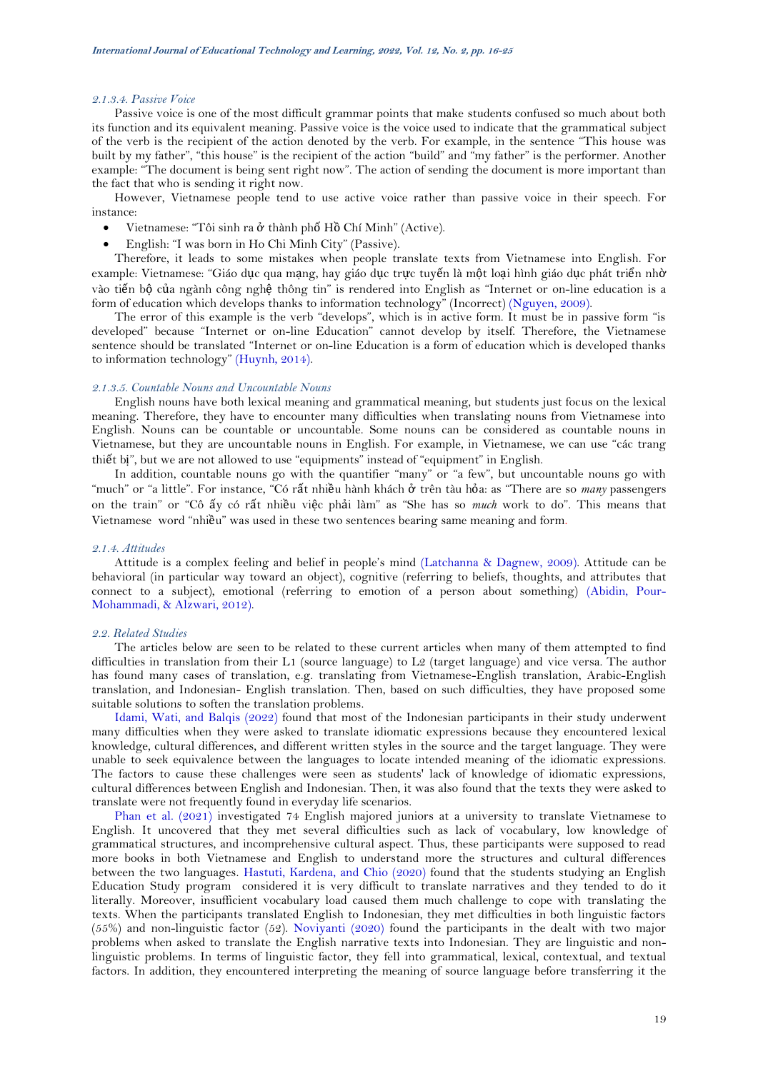#### 2.1.3.4. Passive Voice

Passive voice is one of the most difficult grammar points that make students confused so much about both its function and its equivalent meaning. Passive voice is the voice used to indicate that the grammatical subject of the verb is the recipient of the action denoted by the verb. For example, in the sentence "This house was built by my father", "this house" is the recipient of the action "build" and "my father" is the performer. Another example: "The document is being sent right now". The action of sending the document is more important than the fact that who is sending it right now.

However, Vietnamese people tend to use active voice rather than passive voice in their speech. For instance:

- Vietnamese: "Tôi sinh ra ở thành phố Hồ Chí Minh" (Active).
- English: "I was born in Ho Chi Minh City" (Passive).

Therefore, it leads to some mistakes when people translate texts from Vietnamese into English. For example: Vietnamese: "Giáo dục qua mạng, hay giáo dục trực tuyến là một loại hình giáo dục phát triển nhờ vào tiến bộ của ngành công nghệ thông tin" is rendered into English as "Internet or on-line education is a form of education which develops thanks to information technology" (Incorrect) (Nguyen, 2009).

The error of this example is the verb "develops", which is in active form. It must be in passive form "is developed" because "Internet or on-line Education" cannot develop by itself. Therefore, the Vietnamese sentence should be translated "Internet or on-line Education is a form of education which is developed thanks to information technology" (Huynh, 2014).

#### 2.1.3.5. Countable Nouns and Uncountable Nouns

English nouns have both lexical meaning and grammatical meaning, but students just focus on the lexical meaning. Therefore, they have to encounter many difficulties when translating nouns from Vietnamese into English. Nouns can be countable or uncountable. Some nouns can be considered as countable nouns in Vietnamese, but they are uncountable nouns in English. For example, in Vietnamese, we can use "các trang thiết bị", but we are not allowed to use "equipments" instead of "equipment" in English.

In addition, countable nouns go with the quantifier "many" or "a few", but uncountable nouns go with "much" or "a little". For instance, "Có rất nhiều hành khách ở trên tàu hỏa: as "There are so *many* passengers on the train" or "Cô ấy có rất nhiều việc phải làm" as "She has so *much* work to do". This means that Vietnamese word "nhiều" was used in these two sentences bearing same meaning and form.

### 2.1.4. Attitudes

Attitude is a complex feeling and belief in people's mind (Latchanna & Dagnew, 2009). Attitude can be behavioral (in particular way toward an object), cognitive (referring to beliefs, thoughts, and attributes that connect to a subject), emotional (referring to emotion of a person about something) (Abidin, Pour-Mohammadi, & Alzwari, 2012).

## 2.2. Related Studies

The articles below are seen to be related to these current articles when many of them attempted to find difficulties in translation from their L1 (source language) to L2 (target language) and vice versa. The author has found many cases of translation, e.g. translating from Vietnamese-English translation, Arabic-English translation, and Indonesian- English translation. Then, based on such difficulties, they have proposed some suitable solutions to soften the translation problems.

Idami, Wati, and Balqis (2022) found that most of the Indonesian participants in their study underwent many difficulties when they were asked to translate idiomatic expressions because they encountered lexical knowledge, cultural differences, and different written styles in the source and the target language. They were unable to seek equivalence between the languages to locate intended meaning of the idiomatic expressions. The factors to cause these challenges were seen as students' lack of knowledge of idiomatic expressions, cultural differences between English and Indonesian. Then, it was also found that the texts they were asked to translate were not frequently found in everyday life scenarios.

Phan et al. (2021) investigated 74 English majored juniors at a university to translate Vietnamese to English. It uncovered that they met several difficulties such as lack of vocabulary, low knowledge of grammatical structures, and incomprehensive cultural aspect. Thus, these participants were supposed to read more books in both Vietnamese and English to understand more the structures and cultural differences between the two languages. Hastuti, Kardena, and Chio (2020) found that the students studying an English Education Study program considered it is very difficult to translate narratives and they tended to do it literally. Moreover, insufficient vocabulary load caused them much challenge to cope with translating the texts. When the participants translated English to Indonesian, they met difficulties in both linguistic factors (55%) and non-linguistic factor (52). Noviyanti (2020) found the participants in the dealt with two major problems when asked to translate the English narrative texts into Indonesian. They are linguistic and non-linguistic problems. In terms of linguistic factor, they fell into grammatical, lexical, contextual, and textual factors. In addition, they encountered interpreting the meaning of source language before transferring it the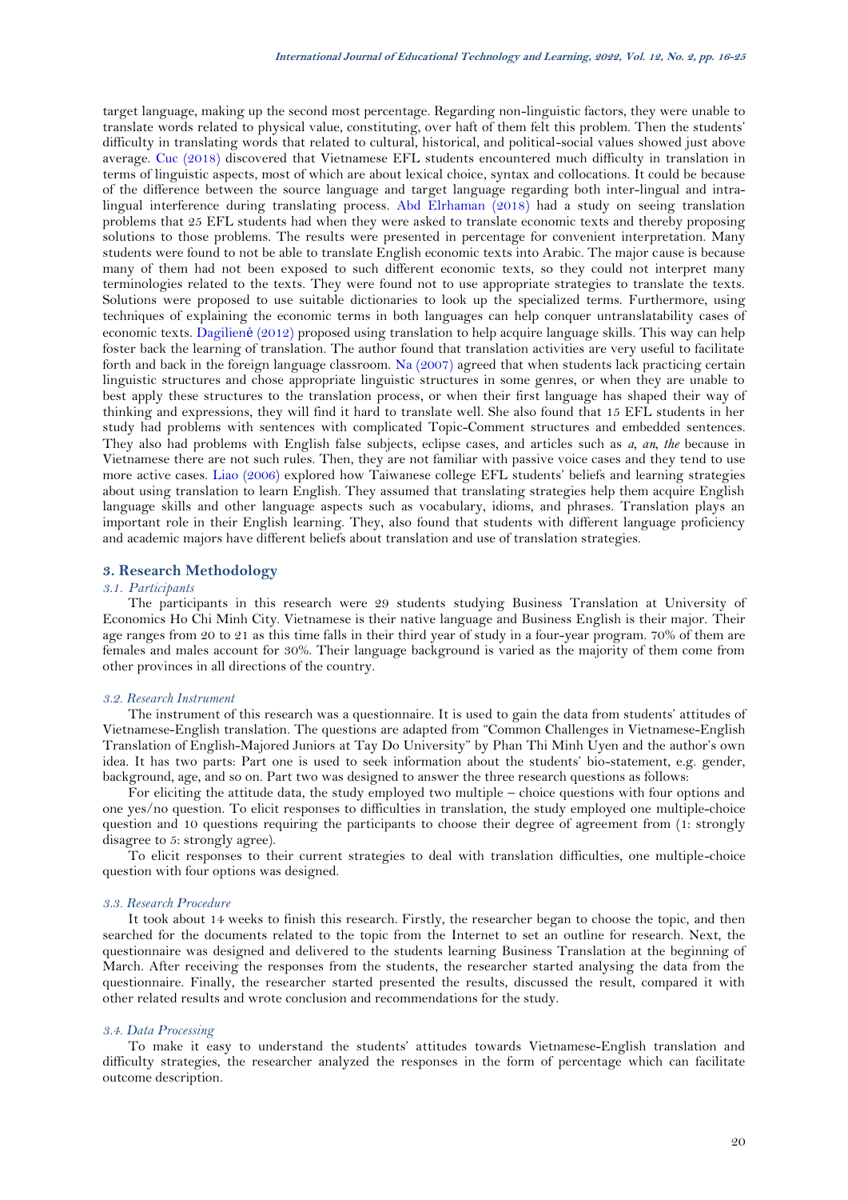target language, making up the second most percentage. Regarding non-linguistic factors, they were unable to translate words related to physical value, constituting, over haft of them felt this problem. Then the students' difficulty in translating words that related to cultural, historical, and political-social values showed just above average. Cuc (2018) discovered that Vietnamese EFL students encountered much difficulty in translation in terms of linguistic aspects, most of which are about lexical choice, syntax and collocations. It could be because of the difference between the source language and target language regarding both inter-lingual and intra-lingual interference during translating process. Abd Elrhaman (2018) had a study on seeing translation problems that 25 EFL students had when they were asked to translate economic texts and thereby proposing solutions to those problems. The results were presented in percentage for convenient interpretation. Many students were found to not be able to translate English economic texts into Arabic. The major cause is because many of them had not been exposed to such different economic texts, so they could not interpret many terminologies related to the texts. They were found not to use appropriate strategies to translate the texts. Solutions were proposed to use suitable dictionaries to look up the specialized terms. Furthermore, using techniques of explaining the economic terms in both languages can help conquer untranslatability cases of economic texts. Dagilienė (2012) proposed using translation to help acquire language skills. This way can help foster back the learning of translation. The author found that translation activities are very useful to facilitate forth and back in the foreign language classroom. Na (2007) agreed that when students lack practicing certain linguistic structures and chose appropriate linguistic structures in some genres, or when they are unable to best apply these structures to the translation process, or when their first language has shaped their way of thinking and expressions, they will find it hard to translate well. She also found that 15 EFL students in her study had problems with sentences with complicated Topic-Comment structures and embedded sentences. They also had problems with English false subjects, eclipse cases, and articles such as *a*, *an*, *the* because in Vietnamese there are not such rules. Then, they are not familiar with passive voice cases and they tend to use more active cases. Liao (2006) explored how Taiwanese college EFL students' beliefs and learning strategies about using translation to learn English. They assumed that translating strategies help them acquire English language skills and other language aspects such as vocabulary, idioms, and phrases. Translation plays an important role in their English learning. They, also found that students with different language proficiency and academic majors have different beliefs about translation and use of translation strategies.

## 3. Research Methodology

### *3.1. Participants*

The participants in this research were 29 students studying Business Translation at University of Economics Ho Chi Minh City. Vietnamese is their native language and Business English is their major. Their age ranges from 20 to 21 as this time falls in their third year of study in a four-year program. 70% of them are females and males account for 30%. Their language background is varied as the majority of them come from other provinces in all directions of the country.

### *3.2. Research Instrument*

The instrument of this research was a questionnaire. It is used to gain the data from students' attitudes of Vietnamese-English translation. The questions are adapted from "Common Challenges in Vietnamese-English Translation of English-Majored Juniors at Tay Do University" by Phan Thi Minh Uyen and the author's own idea. It has two parts: Part one is used to seek information about the students' bio-statement, e.g. gender, background, age, and so on. Part two was designed to answer the three research questions as follows:

For eliciting the attitude data, the study employed two multiple – choice questions with four options and one yes/no question. To elicit responses to difficulties in translation, the study employed one multiple-choice question and 10 questions requiring the participants to choose their degree of agreement from (1: strongly disagree to 5: strongly agree).

To elicit responses to their current strategies to deal with translation difficulties, one multiple-choice question with four options was designed.

### *3.3. Research Procedure*

It took about 14 weeks to finish this research. Firstly, the researcher began to choose the topic, and then searched for the documents related to the topic from the Internet to set an outline for research. Next, the questionnaire was designed and delivered to the students learning Business Translation at the beginning of March. After receiving the responses from the students, the researcher started analysing the data from the questionnaire. Finally, the researcher started presented the results, discussed the result, compared it with other related results and wrote conclusion and recommendations for the study.

### *3.4. Data Processing*

To make it easy to understand the students' attitudes towards Vietnamese-English translation and difficulty strategies, the researcher analyzed the responses in the form of percentage which can facilitate outcome description.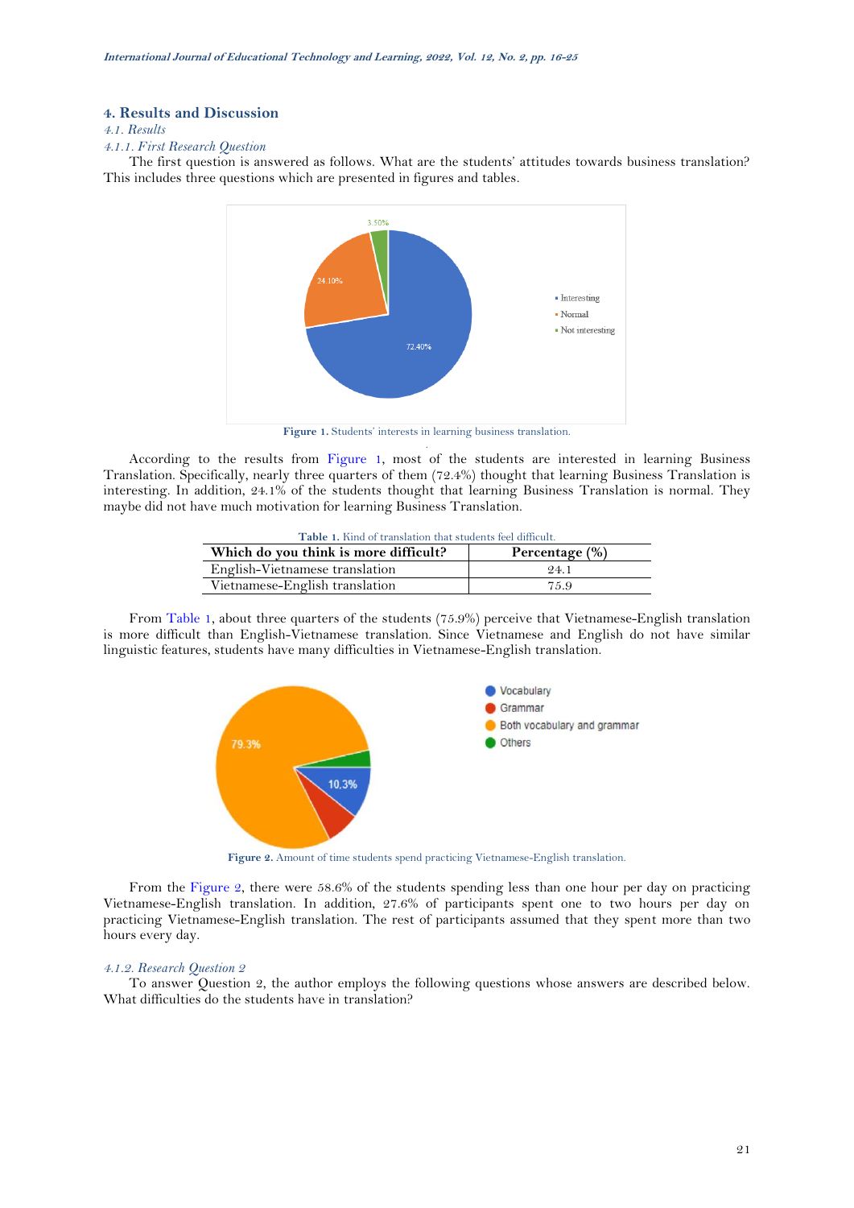## 4. Results and Discussion

### *4.1. Results*

#### *4.1.1. First Research Question*

The first question is answered as follows. What are the students' attitudes towards business translation? This includes three questions which are presented in figures and tables.

**Figure 1.** Students' interests in learning business translation.

According to the results from Figure 1, most of the students are interested in learning Business Translation. Specifically, nearly three quarters of them (72.4%) thought that learning Business Translation is interesting. In addition, 24.1% of the students thought that learning Business Translation is normal. They maybe did not have much motivation for learning Business Translation.

**Table 1.** Kind of translation that students feel difficult.

| Which do you think is more difficult? | Percentage (%) |
| --- | --- |
| English-Vietnamese translation | 24.1 |
| Vietnamese-English translation | 75.9 |

From Table 1, about three quarters of the students (75.9%) perceive that Vietnamese-English translation is more difficult than English-Vietnamese translation. Since Vietnamese and English do not have similar linguistic features, students have many difficulties in Vietnamese-English translation.

**Figure 2.** Amount of time students spend practicing Vietnamese-English translation.

From the Figure 2, there were 58.6% of the students spending less than one hour per day on practicing Vietnamese-English translation. In addition, 27.6% of participants spent one to two hours per day on practicing Vietnamese-English translation. The rest of participants assumed that they spent more than two hours every day.

#### *4.1.2. Research Question 2*

To answer Question 2, the author employs the following questions whose answers are described below. What difficulties do the students have in translation?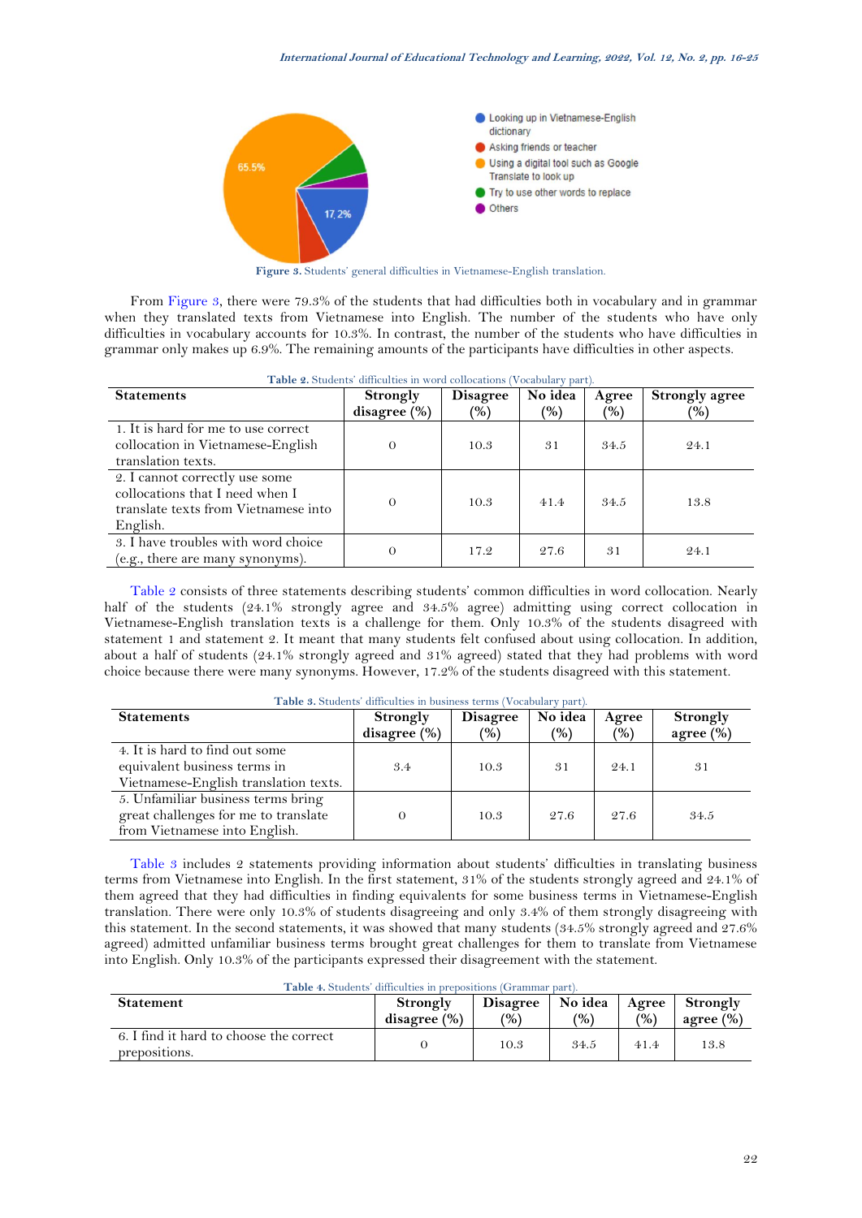Figure 3. Students' general difficulties in Vietnamese-English translation.

From Figure 3, there were 79.3% of the students that had difficulties both in vocabulary and in grammar when they translated texts from Vietnamese into English. The number of the students who have only difficulties in vocabulary accounts for 10.3%. In contrast, the number of the students who have difficulties in grammar only makes up 6.9%. The remaining amounts of the participants have difficulties in other aspects.

**Table 2.** Students' difficulties in word collocations (Vocabulary part).

| Statements | Strongly disagree (%) | Disagree (%) | No idea (%) | Agree (%) | Strongly agree (%) |
|---|---|---|---|---|---|
| 1. It is hard for me to use correct collocation in Vietnamese-English translation texts. | 0 | 10.3 | 31 | 34.5 | 24.1 |
| 2. I cannot correctly use some collocations that I need when I translate texts from Vietnamese into English. | 0 | 10.3 | 41.4 | 34.5 | 13.8 |
| 3. I have troubles with word choice (e.g., there are many synonyms). | 0 | 17.2 | 27.6 | 31 | 24.1 |

Table 2 consists of three statements describing students' common difficulties in word collocation. Nearly half of the students (24.1% strongly agree and 34.5% agree) admitting using correct collocation in Vietnamese-English translation texts is a challenge for them. Only 10.3% of the students disagreed with statement 1 and statement 2. It meant that many students felt confused about using collocation. In addition, about a half of students (24.1% strongly agreed and 31% agreed) stated that they had problems with word choice because there were many synonyms. However, 17.2% of the students disagreed with this statement.

**Table 3.** Students' difficulties in business terms (Vocabulary part).

| Statements | Strongly disagree (%) | Disagree (%) | No idea (%) | Agree (%) | Strongly agree (%) |
|---|---|---|---|---|---|
| 4. It is hard to find out some equivalent business terms in Vietnamese-English translation texts. | 3.4 | 10.3 | 31 | 24.1 | 31 |
| 5. Unfamiliar business terms bring great challenges for me to translate from Vietnamese into English. | 0 | 10.3 | 27.6 | 27.6 | 34.5 |

Table 3 includes 2 statements providing information about students' difficulties in translating business terms from Vietnamese into English. In the first statement, 31% of the students strongly agreed and 24.1% of them agreed that they had difficulties in finding equivalents for some business terms in Vietnamese-English translation. There were only 10.3% of students disagreeing and only 3.4% of them strongly disagreeing with this statement. In the second statements, it was showed that many students (34.5% strongly agreed and 27.6% agreed) admitted unfamiliar business terms brought great challenges for them to translate from Vietnamese into English. Only 10.3% of the participants expressed their disagreement with the statement.

**Table 4.** Students' difficulties in prepositions (Grammar part).

| Statement | Strongly disagree (%) | Disagree (%) | No idea (%) | Agree (%) | Strongly agree (%) |
|---|---|---|---|---|---|
| 6. I find it hard to choose the correct prepositions. | 0 | 10.3 | 34.5 | 41.4 | 13.8 |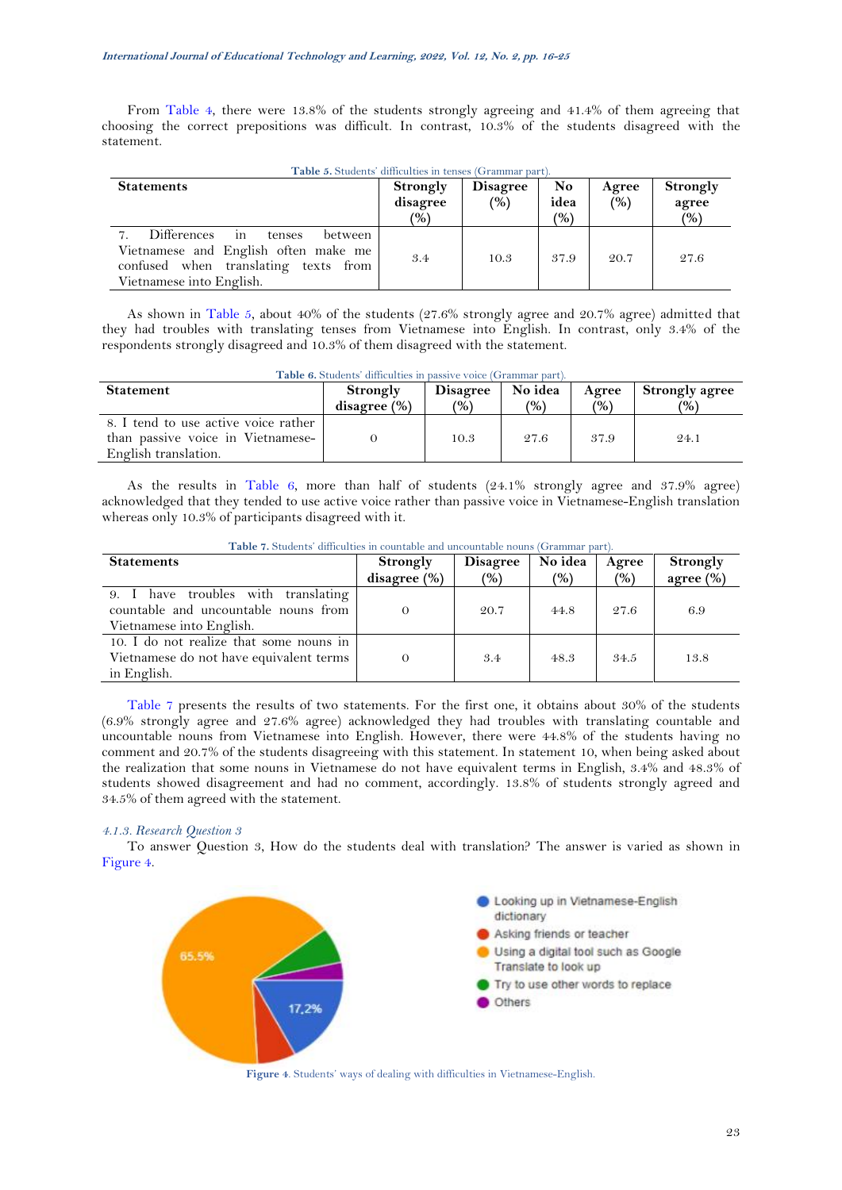From Table 4, there were 13.8% of the students strongly agreeing and 41.4% of them agreeing that choosing the correct prepositions was difficult. In contrast, 10.3% of the students disagreed with the statement.

**Table 5.** Students' difficulties in tenses (Grammar part).

| Statements | Strongly disagree (%) | Disagree (%) | No idea (%) | Agree (%) | Strongly agree (%) |
|---|---|---|---|---|---|
| 7. Differences in tenses between Vietnamese and English often make me confused when translating texts from Vietnamese into English. | 3.4 | 10.3 | 37.9 | 20.7 | 27.6 |

As shown in Table 5, about 40% of the students (27.6% strongly agree and 20.7% agree) admitted that they had troubles with translating tenses from Vietnamese into English. In contrast, only 3.4% of the respondents strongly disagreed and 10.3% of them disagreed with the statement.

**Table 6.** Students' difficulties in passive voice (Grammar part).

| Statement | Strongly disagree (%) | Disagree (%) | No idea (%) | Agree (%) | Strongly agree (%) |
|---|---|---|---|---|---|
| 8. I tend to use active voice rather than passive voice in Vietnamese-English translation. | 0 | 10.3 | 27.6 | 37.9 | 24.1 |

As the results in Table 6, more than half of students (24.1% strongly agree and 37.9% agree) acknowledged that they tended to use active voice rather than passive voice in Vietnamese-English translation whereas only 10.3% of participants disagreed with it.

**Table 7.** Students' difficulties in countable and uncountable nouns (Grammar part).

| Statements | Strongly disagree (%) | Disagree (%) | No idea (%) | Agree (%) | Strongly agree (%) |
|---|---|---|---|---|---|
| 9. I have troubles with translating countable and uncountable nouns from Vietnamese into English. | 0 | 20.7 | 44.8 | 27.6 | 6.9 |
| 10. I do not realize that some nouns in Vietnamese do not have equivalent terms in English. | 0 | 3.4 | 48.3 | 34.5 | 13.8 |

Table 7 presents the results of two statements. For the first one, it obtains about 30% of the students (6.9% strongly agree and 27.6% agree) acknowledged they had troubles with translating countable and uncountable nouns from Vietnamese into English. However, there were 44.8% of the students having no comment and 20.7% of the students disagreeing with this statement. In statement 10, when being asked about the realization that some nouns in Vietnamese do not have equivalent terms in English, 3.4% and 48.3% of students showed disagreement and had no comment, accordingly. 13.8% of students strongly agreed and 34.5% of them agreed with the statement.

#### *4.1.3. Research Question 3*

To answer Question 3, How do the students deal with translation? The answer is varied as shown in Figure 4.

- Looking up in Vietnamese-English dictionary
- Asking friends or teacher
- Using a digital tool such as Google Translate to look up
- Try to use other words to replace
- Others

65.5%

17.2%

**Figure 4.** Students' ways of dealing with difficulties in Vietnamese-English.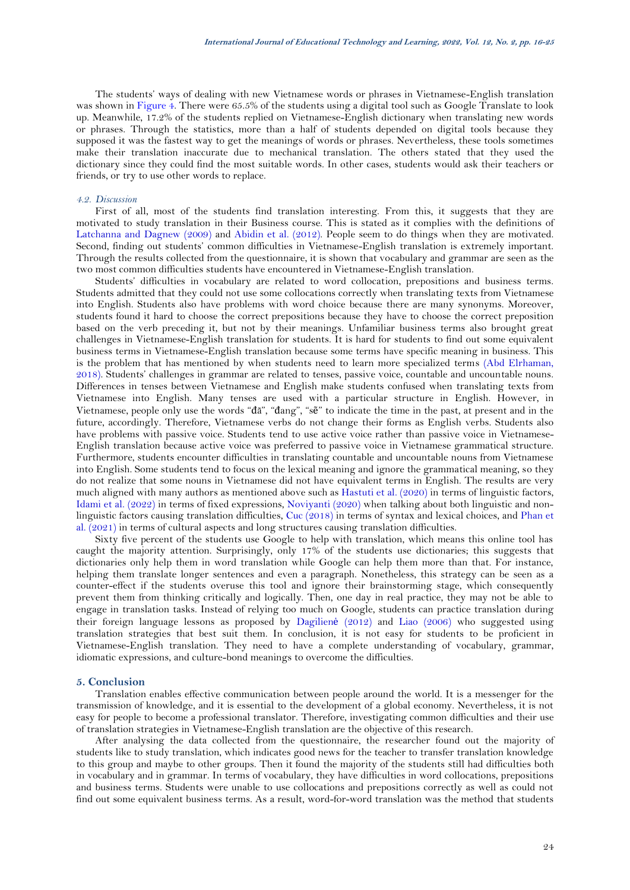The students' ways of dealing with new Vietnamese words or phrases in Vietnamese-English translation was shown in Figure 4. There were 65.5% of the students using a digital tool such as Google Translate to look up. Meanwhile, 17.2% of the students replied on Vietnamese-English dictionary when translating new words or phrases. Through the statistics, more than a half of students depended on digital tools because they supposed it was the fastest way to get the meanings of words or phrases. Nevertheless, these tools sometimes make their translation inaccurate due to mechanical translation. The others stated that they used the dictionary since they could find the most suitable words. In other cases, students would ask their teachers or friends, or try to use other words to replace.

### *4.2. Discussion*

First of all, most of the students find translation interesting. From this, it suggests that they are motivated to study translation in their Business course. This is stated as it complies with the definitions of Latchanna and Dagnew (2009) and Abidin et al. (2012). People seem to do things when they are motivated. Second, finding out students' common difficulties in Vietnamese-English translation is extremely important. Through the results collected from the questionnaire, it is shown that vocabulary and grammar are seen as the two most common difficulties students have encountered in Vietnamese-English translation.

Students' difficulties in vocabulary are related to word collocation, prepositions and business terms. Students admitted that they could not use some collocations correctly when translating texts from Vietnamese into English. Students also have problems with word choice because there are many synonyms. Moreover, students found it hard to choose the correct prepositions because they have to choose the correct preposition based on the verb preceding it, but not by their meanings. Unfamiliar business terms also brought great challenges in Vietnamese-English translation for students. It is hard for students to find out some equivalent business terms in Vietnamese-English translation because some terms have specific meaning in business. This is the problem that has mentioned by when students need to learn more specialized terms (Abd Elrhaman, 2018). Students' challenges in grammar are related to tenses, passive voice, countable and uncountable nouns. Differences in tenses between Vietnamese and English make students confused when translating texts from Vietnamese into English. Many tenses are used with a particular structure in English. However, in Vietnamese, people only use the words "đã", "đang", "sẽ" to indicate the time in the past, at present and in the future, accordingly. Therefore, Vietnamese verbs do not change their forms as English verbs. Students also have problems with passive voice. Students tend to use active voice rather than passive voice in Vietnamese-English translation because active voice was preferred to passive voice in Vietnamese grammatical structure. Furthermore, students encounter difficulties in translating countable and uncountable nouns from Vietnamese into English. Some students tend to focus on the lexical meaning and ignore the grammatical meaning, so they do not realize that some nouns in Vietnamese did not have equivalent terms in English. The results are very much aligned with many authors as mentioned above such as Hastuti et al. (2020) in terms of linguistic factors, Idami et al. (2022) in terms of fixed expressions, Noviyanti (2020) when talking about both linguistic and non-linguistic factors causing translation difficulties, Cuc (2018) in terms of syntax and lexical choices, and Phan et al. (2021) in terms of cultural aspects and long structures causing translation difficulties.

Sixty five percent of the students use Google to help with translation, which means this online tool has caught the majority attention. Surprisingly, only 17% of the students use dictionaries; this suggests that dictionaries only help them in word translation while Google can help them more than that. For instance, helping them translate longer sentences and even a paragraph. Nonetheless, this strategy can be seen as a counter-effect if the students overuse this tool and ignore their brainstorming stage, which consequently prevent them from thinking critically and logically. Then, one day in real practice, they may not be able to engage in translation tasks. Instead of relying too much on Google, students can practice translation during their foreign language lessons as proposed by Dagilienė (2012) and Liao (2006) who suggested using translation strategies that best suit them. In conclusion, it is not easy for students to be proficient in Vietnamese-English translation. They need to have a complete understanding of vocabulary, grammar, idiomatic expressions, and culture-bond meanings to overcome the difficulties.

## 5. Conclusion

Translation enables effective communication between people around the world. It is a messenger for the transmission of knowledge, and it is essential to the development of a global economy. Nevertheless, it is not easy for people to become a professional translator. Therefore, investigating common difficulties and their use of translation strategies in Vietnamese-English translation are the objective of this research.

After analysing the data collected from the questionnaire, the researcher found out the majority of students like to study translation, which indicates good news for the teacher to transfer translation knowledge to this group and maybe to other groups. Then it found the majority of the students still had difficulties both in vocabulary and in grammar. In terms of vocabulary, they have difficulties in word collocations, prepositions and business terms. Students were unable to use collocations and prepositions correctly as well as could not find out some equivalent business terms. As a result, word-for-word translation was the method that students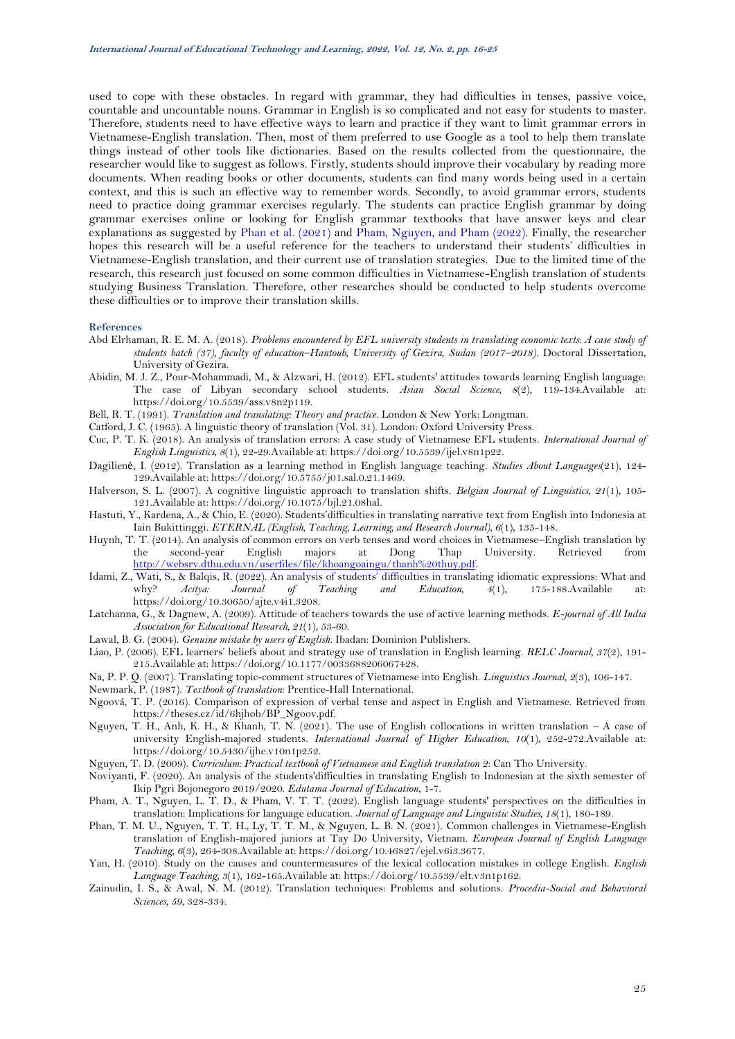used to cope with these obstacles. In regard with grammar, they had difficulties in tenses, passive voice, countable and uncountable nouns. Grammar in English is so complicated and not easy for students to master. Therefore, students need to have effective ways to learn and practice if they want to limit grammar errors in Vietnamese-English translation. Then, most of them preferred to use Google as a tool to help them translate things instead of other tools like dictionaries. Based on the results collected from the questionnaire, the researcher would like to suggest as follows. Firstly, students should improve their vocabulary by reading more documents. When reading books or other documents, students can find many words being used in a certain context, and this is such an effective way to remember words. Secondly, to avoid grammar errors, students need to practice doing grammar exercises regularly. The students can practice English grammar by doing grammar exercises online or looking for English grammar textbooks that have answer keys and clear explanations as suggested by Phan et al. (2021) and Pham, Nguyen, and Pham (2022). Finally, the researcher hopes this research will be a useful reference for the teachers to understand their students' difficulties in Vietnamese-English translation, and their current use of translation strategies. Due to the limited time of the research, this research just focused on some common difficulties in Vietnamese-English translation of students studying Business Translation. Therefore, other researches should be conducted to help students overcome these difficulties or to improve their translation skills.

## References

Abd Elrhaman, R. E. M. A. (2018). *Problems encountered by EFL university students in translating economic texts: A case study of students batch (37), faculty of education–Hantoub, University of Gezira, Sudan (2017–2018)*. Doctoral Dissertation, University of Gezira.

Abidin, M. J. Z., Pour-Mohammadi, M., & Alzwari, H. (2012). EFL students' attitudes towards learning English language: The case of Libyan secondary school students. *Asian Social Science, 8*(2), 119-134.Available at: https://doi.org/10.5539/ass.v8n2p119.

Bell, R. T. (1991). *Translation and translating: Theory and practice*. London & New York: Longman.

Catford, J. C. (1965). A linguistic theory of translation (Vol. 31). London: Oxford University Press.

Cuc, P. T. K. (2018). An analysis of translation errors: A case study of Vietnamese EFL students. *International Journal of English Linguistics, 8*(1), 22-29.Available at: https://doi.org/10.5539/ijel.v8n1p22.

Dagilienė, I. (2012). Translation as a learning method in English language teaching. *Studies About Languages*(21), 124-129.Available at: https://doi.org/10.5755/j01.sal.0.21.1469.

Halverson, S. L. (2007). A cognitive linguistic approach to translation shifts. *Belgian Journal of Linguistics, 21*(1), 105-121.Available at: https://doi.org/10.1075/bjl.21.08hal.

Hastuti, Y., Kardena, A., & Chio, E. (2020). Students'difficulties in translating narrative text from English into Indonesia at Iain Bukittinggi. *ETERNAL (English, Teaching, Learning, and Research Journal), 6*(1), 135-148.

Huynh, T. T. (2014). An analysis of common errors on verb tenses and word choices in Vietnamese–English translation by the second-year English majors at Dong Thap University. Retrieved from http://websrv.dthu.edu.vn/userfiles/file/khoangoaingu/thanh%20thuy.pdf.

Idami, Z., Wati, S., & Balqis, R. (2022). An analysis of students' difficulties in translating idiomatic expressions: What and why? *Acitya: Journal of Teaching and Education, 4*(1), 175-188.Available at: https://doi.org/10.30650/ajte.v4i1.3208.

Latchanna, G., & Dagnew, A. (2009). Attitude of teachers towards the use of active learning methods. *E-journal of All India Association for Educational Research, 21*(1), 53-60.

Lawal, B. G. (2004). *Genuine mistake by users of English*. Ibadan: Dominion Publishers.

Liao, P. (2006). EFL learners' beliefs about and strategy use of translation in English learning. *RELC Journal, 37*(2), 191-215.Available at: https://doi.org/10.1177/0033688206067428.

Na, P. P. Q. (2007). Translating topic-comment structures of Vietnamese into English. *Linguistics Journal, 2*(3), 106-147.

Newmark, P. (1987). *Textbook of translation*: Prentice-Hall International.

Ngoová, T. P. (2016). Comparison of expression of verbal tense and aspect in English and Vietnamese. Retrieved from https://theses.cz/id/6hjhob/BP_Ngoov.pdf.

Nguyen, T. H., Anh, K. H., & Khanh, T. N. (2021). The use of English collocations in written translation – A case of university English-majored students. *International Journal of Higher Education, 10*(1), 252-272.Available at: https://doi.org/10.5430/ijhe.v10n1p252.

Nguyen, T. D. (2009). *Curriculum: Practical textbook of Vietnamese and English translation 2*: Can Tho University.

Noviyanti, F. (2020). An analysis of the students'difficulties in translating English to Indonesian at the sixth semester of Ikip Pgri Bojonegoro 2019/2020. *Edutama Journal of Education*, 1-7.

Pham, A. T., Nguyen, L. T. D., & Pham, V. T. T. (2022). English language students' perspectives on the difficulties in translation: Implications for language education. *Journal of Language and Linguistic Studies, 18*(1), 180-189.

Phan, T. M. U., Nguyen, T. T. H., Ly, T. T. M., & Nguyen, L. B. N. (2021). Common challenges in Vietnamese-English translation of English-majored juniors at Tay Do University, Vietnam. *European Journal of English Language Teaching, 6*(3), 264-308.Available at: https://doi.org/10.46827/ejel.v6i3.3677.

Yan, H. (2010). Study on the causes and countermeasures of the lexical collocation mistakes in college English. *English Language Teaching, 3*(1), 162-165.Available at: https://doi.org/10.5539/elt.v3n1p162.

Zainudin, I. S., & Awal, N. M. (2012). Translation techniques: Problems and solutions. *Procedia-Social and Behavioral Sciences, 59*, 328-334.